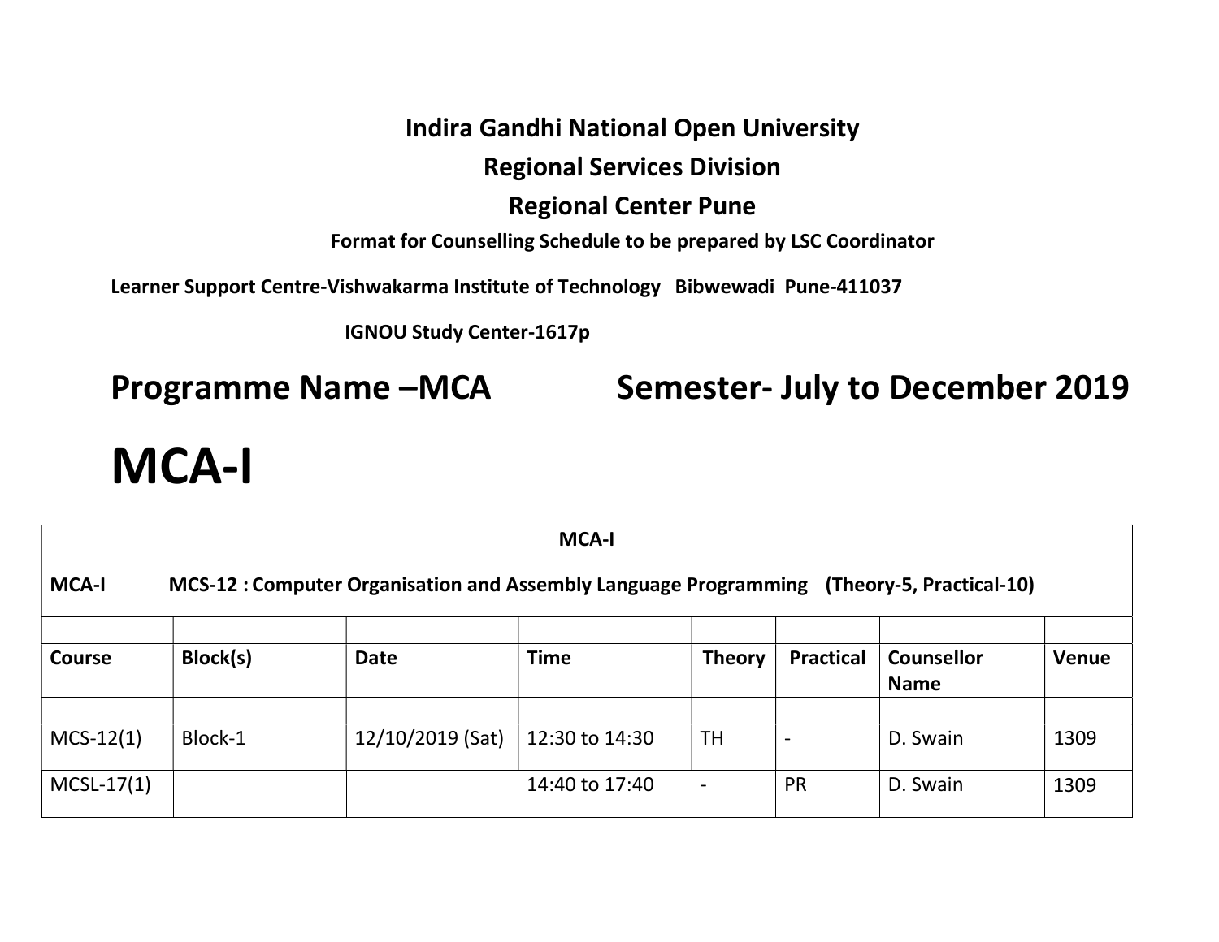**Indira Gandhi National Open University**

**Regional Services Division**

**Regional Center Pune**

**Format for Counselling Schedule to be prepared by LSC Coordinator**

**Learner Support Centre-Vishwakarma Institute of Technology Bibwewadi Pune-411037**

**IGNOU Study Center-1617p**

## Programme Name –MCA Semester- July to December 2019

# MCA-I

| **MCA-I** | | | | | | | |
|---|---|---|---|---|---|---|---|
| **MCA-I** | **MCS-12 : Computer Organisation and Assembly Language Programming (Theory-5, Practical-10)** | | | | | | |
| | | | | | | | |
| **Course** | **Block(s)** | **Date** | **Time** | **Theory** | **Practical** | **Counsellor Name** | **Venue** |
| | | | | | | | |
| MCS-12(1) | Block-1 | 12/10/2019 (Sat) | 12:30 to 14:30 | TH | - | D. Swain | 1309 |
| MCSL-17(1) | | | 14:40 to 17:40 | - | PR | D. Swain | 1309 |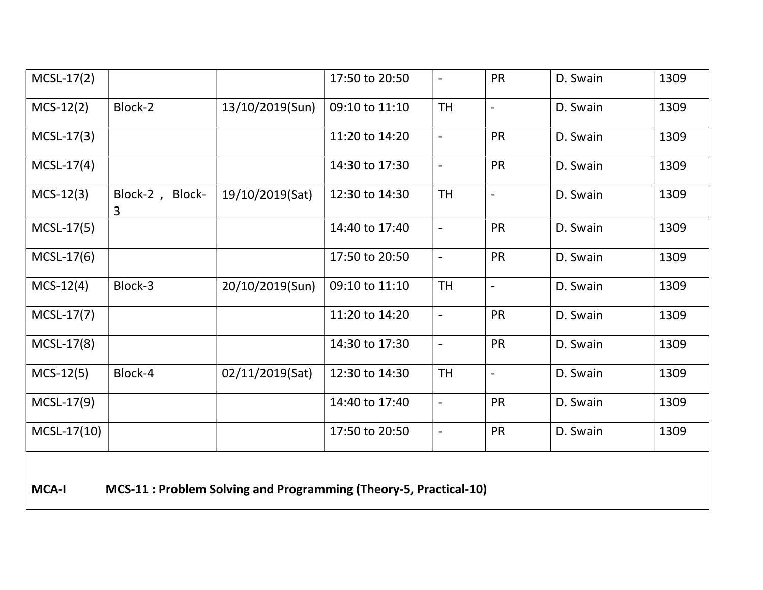| | | | | | | | |
|---|---|---|---|---|---|---|---|
| MCSL-17(2) | | | 17:50 to 20:50 | - | PR | D. Swain | 1309 |
| MCS-12(2) | Block-2 | 13/10/2019(Sun) | 09:10 to 11:10 | TH | - | D. Swain | 1309 |
| MCSL-17(3) | | | 11:20 to 14:20 | - | PR | D. Swain | 1309 |
| MCSL-17(4) | | | 14:30 to 17:30 | - | PR | D. Swain | 1309 |
| MCS-12(3) | Block-2 , Block-3 | 19/10/2019(Sat) | 12:30 to 14:30 | TH | - | D. Swain | 1309 |
| MCSL-17(5) | | | 14:40 to 17:40 | - | PR | D. Swain | 1309 |
| MCSL-17(6) | | | 17:50 to 20:50 | - | PR | D. Swain | 1309 |
| MCS-12(4) | Block-3 | 20/10/2019(Sun) | 09:10 to 11:10 | TH | - | D. Swain | 1309 |
| MCSL-17(7) | | | 11:20 to 14:20 | - | PR | D. Swain | 1309 |
| MCSL-17(8) | | | 14:30 to 17:30 | - | PR | D. Swain | 1309 |
| MCS-12(5) | Block-4 | 02/11/2019(Sat) | 12:30 to 14:30 | TH | - | D. Swain | 1309 |
| MCSL-17(9) | | | 14:40 to 17:40 | - | PR | D. Swain | 1309 |
| MCSL-17(10) | | | 17:50 to 20:50 | - | PR | D. Swain | 1309 |

**MCA-I MCS-11 : Problem Solving and Programming (Theory-5, Practical-10)**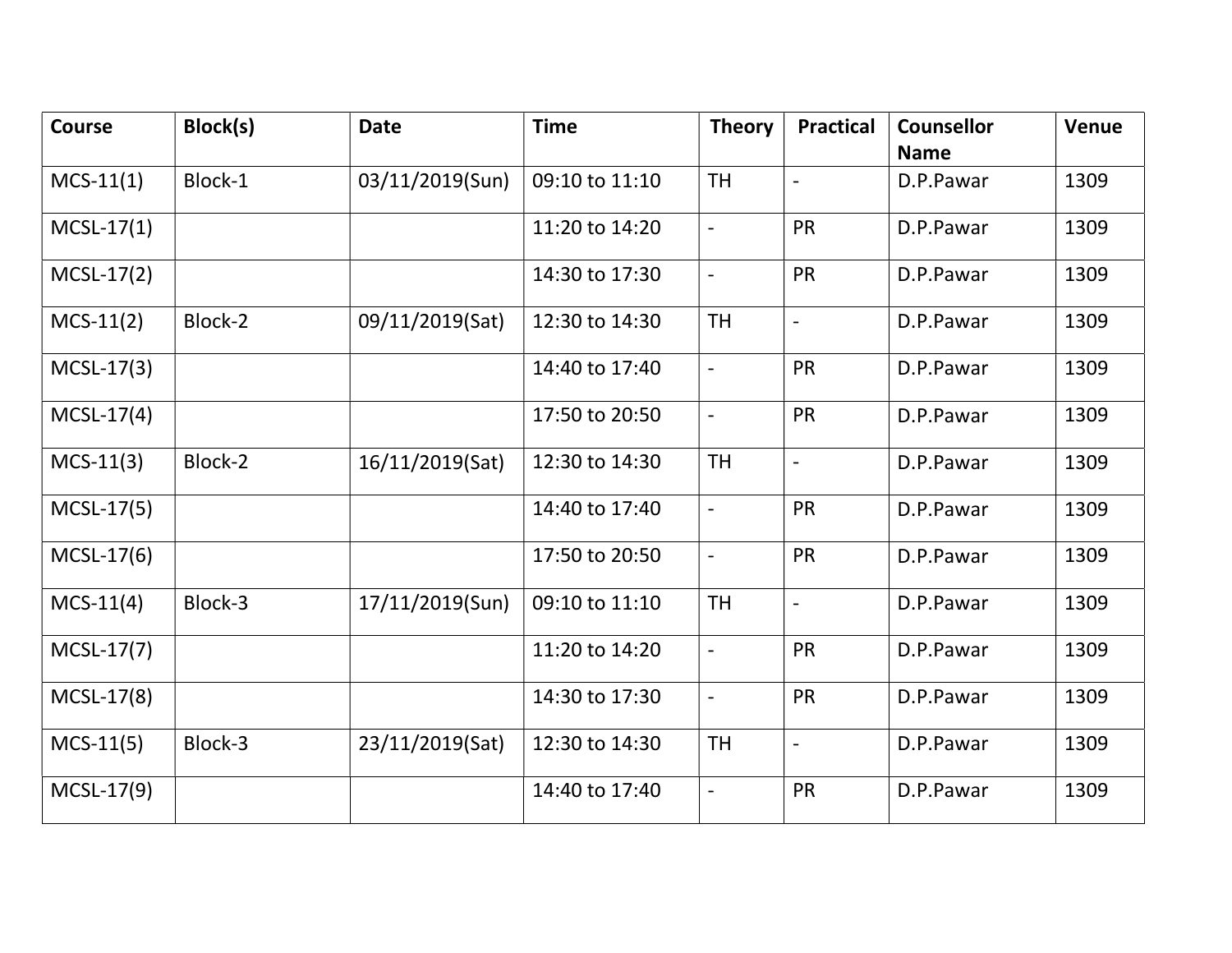| Course | Block(s) | Date | Time | Theory | Practical | Counsellor Name | Venue |
|---|---|---|---|---|---|---|---|
| MCS-11(1) | Block-1 | 03/11/2019(Sun) | 09:10 to 11:10 | TH | - | D.P.Pawar | 1309 |
| MCSL-17(1) | | | 11:20 to 14:20 | - | PR | D.P.Pawar | 1309 |
| MCSL-17(2) | | | 14:30 to 17:30 | - | PR | D.P.Pawar | 1309 |
| MCS-11(2) | Block-2 | 09/11/2019(Sat) | 12:30 to 14:30 | TH | - | D.P.Pawar | 1309 |
| MCSL-17(3) | | | 14:40 to 17:40 | - | PR | D.P.Pawar | 1309 |
| MCSL-17(4) | | | 17:50 to 20:50 | - | PR | D.P.Pawar | 1309 |
| MCS-11(3) | Block-2 | 16/11/2019(Sat) | 12:30 to 14:30 | TH | - | D.P.Pawar | 1309 |
| MCSL-17(5) | | | 14:40 to 17:40 | - | PR | D.P.Pawar | 1309 |
| MCSL-17(6) | | | 17:50 to 20:50 | - | PR | D.P.Pawar | 1309 |
| MCS-11(4) | Block-3 | 17/11/2019(Sun) | 09:10 to 11:10 | TH | - | D.P.Pawar | 1309 |
| MCSL-17(7) | | | 11:20 to 14:20 | - | PR | D.P.Pawar | 1309 |
| MCSL-17(8) | | | 14:30 to 17:30 | - | PR | D.P.Pawar | 1309 |
| MCS-11(5) | Block-3 | 23/11/2019(Sat) | 12:30 to 14:30 | TH | - | D.P.Pawar | 1309 |
| MCSL-17(9) | | | 14:40 to 17:40 | - | PR | D.P.Pawar | 1309 |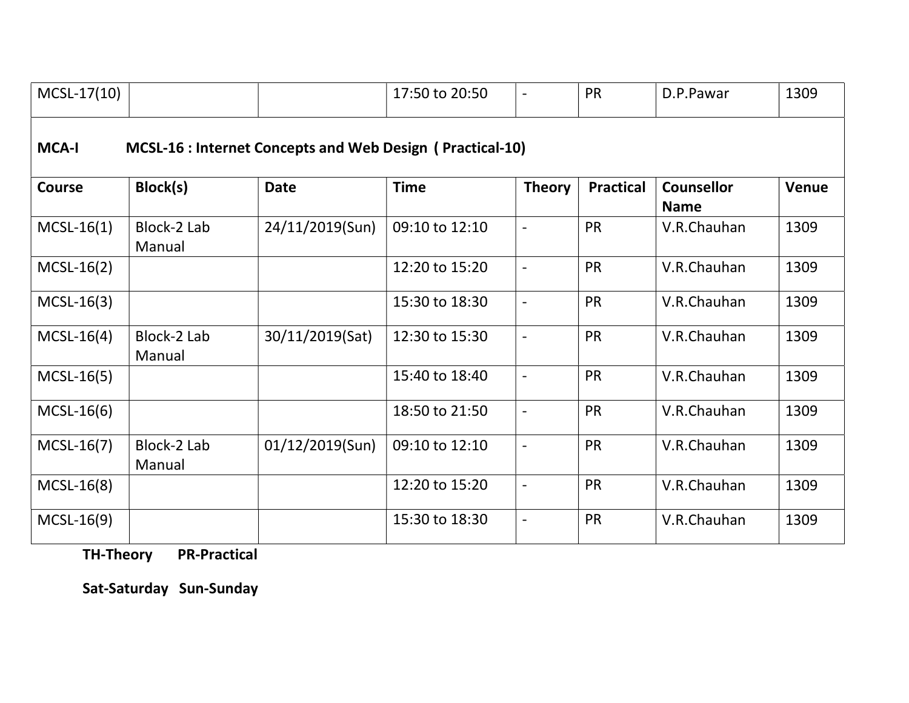| MCSL-17(10) | | | 17:50 to 20:50 | - | PR | D.P.Pawar | 1309 |
|---|---|---|---|---|---|---|---|

**MCA-I MCSL-16 : Internet Concepts and Web Design ( Practical-10)**

| Course | Block(s) | Date | Time | Theory | Practical | Counsellor Name | Venue |
|---|---|---|---|---|---|---|---|
| MCSL-16(1) | Block-2 Lab Manual | 24/11/2019(Sun) | 09:10 to 12:10 | - | PR | V.R.Chauhan | 1309 |
| MCSL-16(2) | | | 12:20 to 15:20 | - | PR | V.R.Chauhan | 1309 |
| MCSL-16(3) | | | 15:30 to 18:30 | - | PR | V.R.Chauhan | 1309 |
| MCSL-16(4) | Block-2 Lab Manual | 30/11/2019(Sat) | 12:30 to 15:30 | - | PR | V.R.Chauhan | 1309 |
| MCSL-16(5) | | | 15:40 to 18:40 | - | PR | V.R.Chauhan | 1309 |
| MCSL-16(6) | | | 18:50 to 21:50 | - | PR | V.R.Chauhan | 1309 |
| MCSL-16(7) | Block-2 Lab Manual | 01/12/2019(Sun) | 09:10 to 12:10 | - | PR | V.R.Chauhan | 1309 |
| MCSL-16(8) | | | 12:20 to 15:20 | - | PR | V.R.Chauhan | 1309 |
| MCSL-16(9) | | | 15:30 to 18:30 | - | PR | V.R.Chauhan | 1309 |

**TH-Theory PR-Practical**

**Sat-Saturday Sun-Sunday**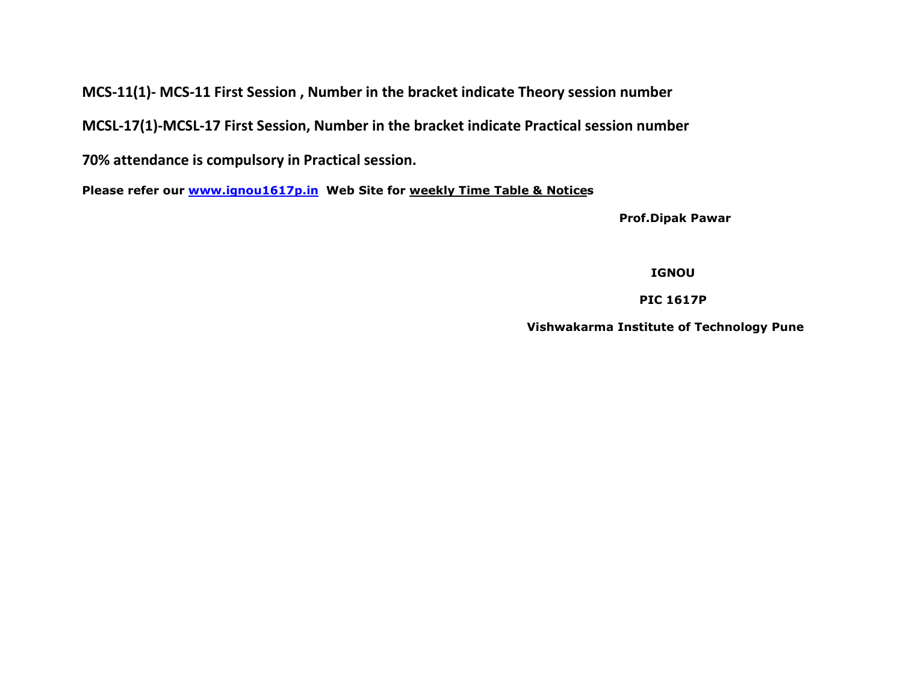**MCS-11(1)- MCS-11 First Session , Number in the bracket indicate Theory session number**

**MCSL-17(1)-MCSL-17 First Session, Number in the bracket indicate Practical session number**

**70% attendance is compulsory in Practical session.**

**Please refer our [www.ignou1617p.in](http://www.ignou1617p.in) Web Site for weekly Time Table & Notices**

**Prof.Dipak Pawar**

**IGNOU**

**PIC 1617P**

**Vishwakarma Institute of Technology Pune**